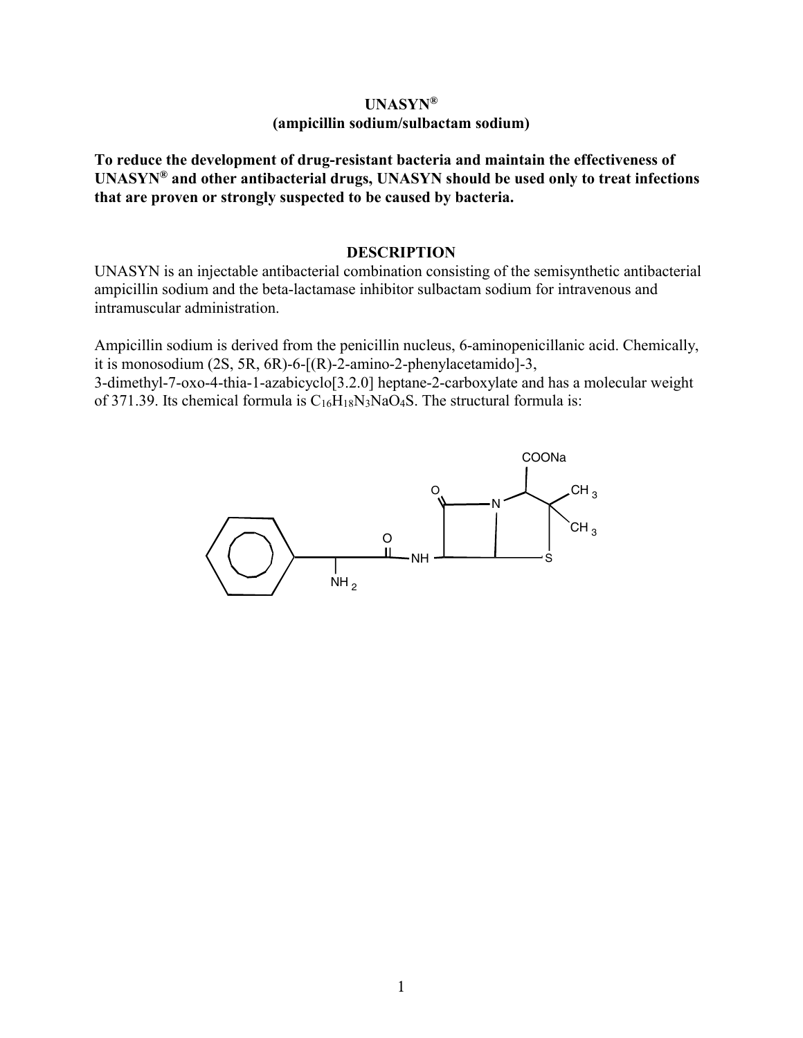**UNASYN®**
**(ampicillin sodium/sulbactam sodium)**

**To reduce the development of drug-resistant bacteria and maintain the effectiveness of UNASYN® and other antibacterial drugs, UNASYN should be used only to treat infections that are proven or strongly suspected to be caused by bacteria.**

## DESCRIPTION

UNASYN is an injectable antibacterial combination consisting of the semisynthetic antibacterial ampicillin sodium and the beta-lactamase inhibitor sulbactam sodium for intravenous and intramuscular administration.

Ampicillin sodium is derived from the penicillin nucleus, 6-aminopenicillanic acid. Chemically, it is monosodium (2S, 5R, 6R)-6-[(R)-2-amino-2-phenylacetamido]-3, 3-dimethyl-7-oxo-4-thia-1-azabicyclo[3.2.0] heptane-2-carboxylate and has a molecular weight of 371.39. Its chemical formula is $C_{16}H_{18}N_3NaO_4S$. The structural formula is:

COONa, O, N, $CH_3$, $CH_3$, O, NH, S, $NH_2$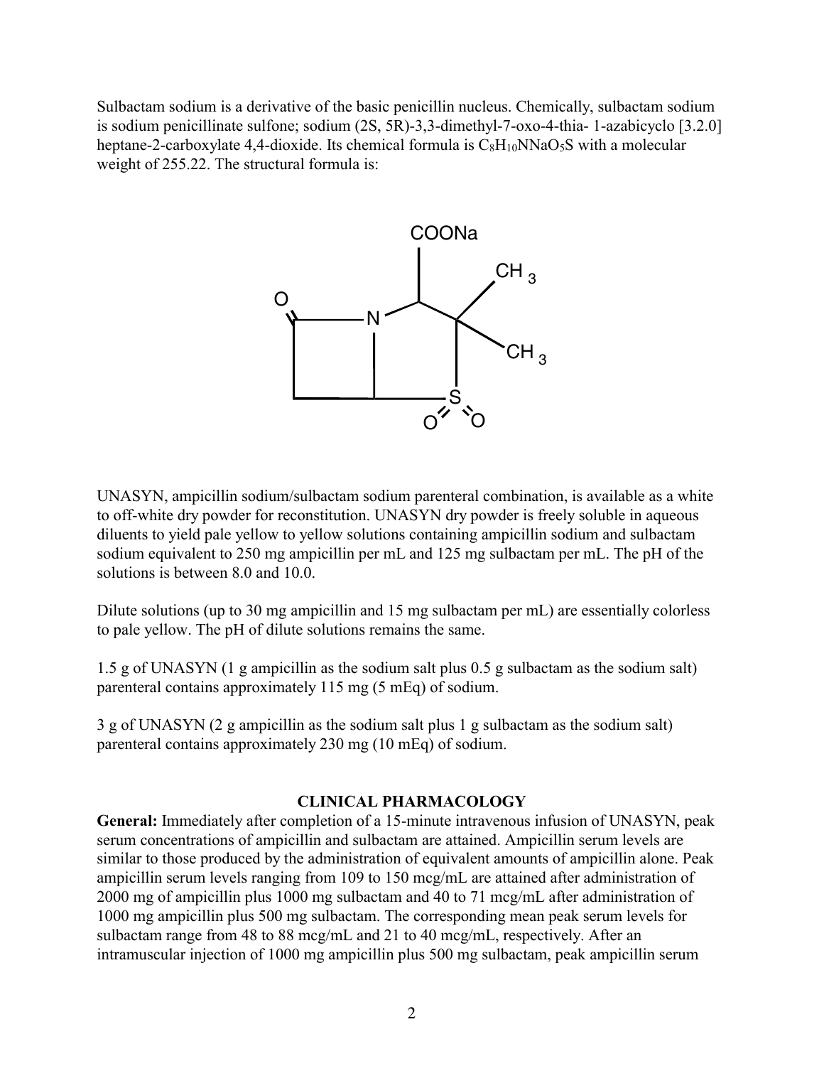Sulbactam sodium is a derivative of the basic penicillin nucleus. Chemically, sulbactam sodium is sodium penicillinate sulfone; sodium (2S, 5R)-3,3-dimethyl-7-oxo-4-thia- 1-azabicyclo [3.2.0] heptane-2-carboxylate 4,4-dioxide. Its chemical formula is $C_8H_{10}NNaO_5S$ with a molecular weight of 255.22. The structural formula is:

UNASYN, ampicillin sodium/sulbactam sodium parenteral combination, is available as a white to off-white dry powder for reconstitution. UNASYN dry powder is freely soluble in aqueous diluents to yield pale yellow to yellow solutions containing ampicillin sodium and sulbactam sodium equivalent to 250 mg ampicillin per mL and 125 mg sulbactam per mL. The pH of the solutions is between 8.0 and 10.0.

Dilute solutions (up to 30 mg ampicillin and 15 mg sulbactam per mL) are essentially colorless to pale yellow. The pH of dilute solutions remains the same.

1.5 g of UNASYN (1 g ampicillin as the sodium salt plus 0.5 g sulbactam as the sodium salt) parenteral contains approximately 115 mg (5 mEq) of sodium.

3 g of UNASYN (2 g ampicillin as the sodium salt plus 1 g sulbactam as the sodium salt) parenteral contains approximately 230 mg (10 mEq) of sodium.

## CLINICAL PHARMACOLOGY

**General:** Immediately after completion of a 15-minute intravenous infusion of UNASYN, peak serum concentrations of ampicillin and sulbactam are attained. Ampicillin serum levels are similar to those produced by the administration of equivalent amounts of ampicillin alone. Peak ampicillin serum levels ranging from 109 to 150 mcg/mL are attained after administration of 2000 mg of ampicillin plus 1000 mg sulbactam and 40 to 71 mcg/mL after administration of 1000 mg ampicillin plus 500 mg sulbactam. The corresponding mean peak serum levels for sulbactam range from 48 to 88 mcg/mL and 21 to 40 mcg/mL, respectively. After an intramuscular injection of 1000 mg ampicillin plus 500 mg sulbactam, peak ampicillin serum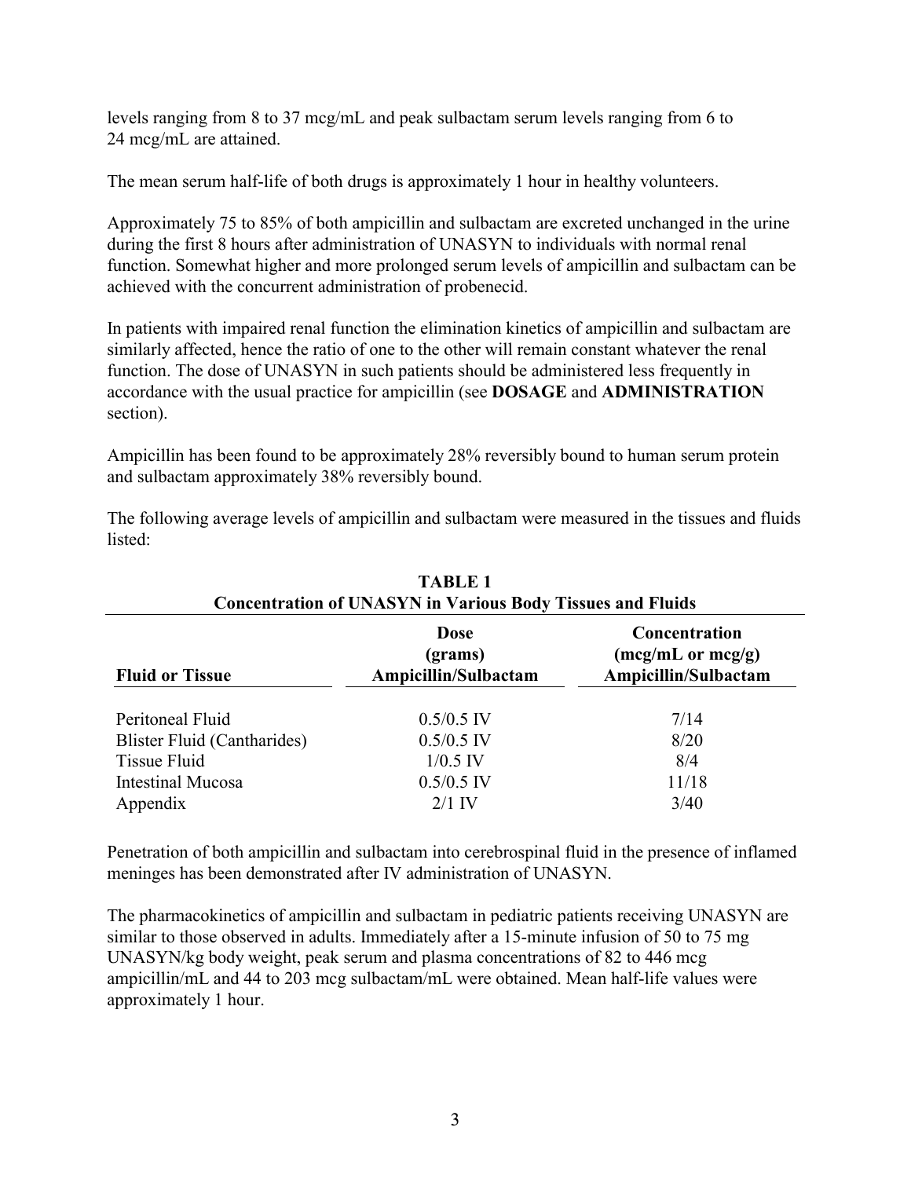levels ranging from 8 to 37 mcg/mL and peak sulbactam serum levels ranging from 6 to 24 mcg/mL are attained.

The mean serum half-life of both drugs is approximately 1 hour in healthy volunteers.

Approximately 75 to 85% of both ampicillin and sulbactam are excreted unchanged in the urine during the first 8 hours after administration of UNASYN to individuals with normal renal function. Somewhat higher and more prolonged serum levels of ampicillin and sulbactam can be achieved with the concurrent administration of probenecid.

In patients with impaired renal function the elimination kinetics of ampicillin and sulbactam are similarly affected, hence the ratio of one to the other will remain constant whatever the renal function. The dose of UNASYN in such patients should be administered less frequently in accordance with the usual practice for ampicillin (see **DOSAGE** and **ADMINISTRATION** section).

Ampicillin has been found to be approximately 28% reversibly bound to human serum protein and sulbactam approximately 38% reversibly bound.

The following average levels of ampicillin and sulbactam were measured in the tissues and fluids listed:

**TABLE 1**
**Concentration of UNASYN in Various Body Tissues and Fluids**

| Fluid or Tissue | Dose (grams) Ampicillin/Sulbactam | Concentration (mcg/mL or mcg/g) Ampicillin/Sulbactam |
|---|---|---|
| Peritoneal Fluid | 0.5/0.5 IV | 7/14 |
| Blister Fluid (Cantharides) | 0.5/0.5 IV | 8/20 |
| Tissue Fluid | 1/0.5 IV | 8/4 |
| Intestinal Mucosa | 0.5/0.5 IV | 11/18 |
| Appendix | 2/1 IV | 3/40 |

Penetration of both ampicillin and sulbactam into cerebrospinal fluid in the presence of inflamed meninges has been demonstrated after IV administration of UNASYN.

The pharmacokinetics of ampicillin and sulbactam in pediatric patients receiving UNASYN are similar to those observed in adults. Immediately after a 15-minute infusion of 50 to 75 mg UNASYN/kg body weight, peak serum and plasma concentrations of 82 to 446 mcg ampicillin/mL and 44 to 203 mcg sulbactam/mL were obtained. Mean half-life values were approximately 1 hour.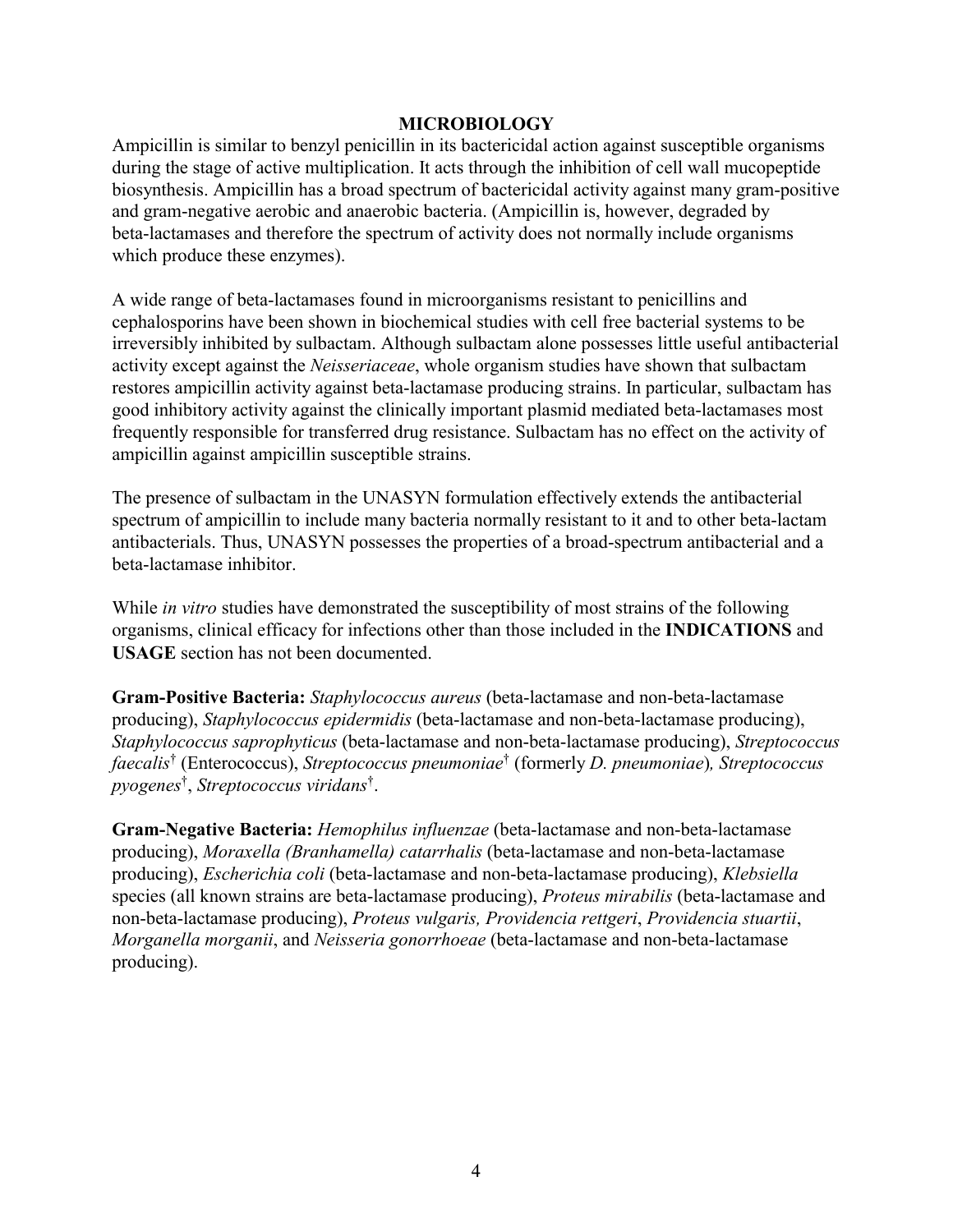## MICROBIOLOGY

Ampicillin is similar to benzyl penicillin in its bactericidal action against susceptible organisms during the stage of active multiplication. It acts through the inhibition of cell wall mucopeptide biosynthesis. Ampicillin has a broad spectrum of bactericidal activity against many gram-positive and gram-negative aerobic and anaerobic bacteria. (Ampicillin is, however, degraded by beta-lactamases and therefore the spectrum of activity does not normally include organisms which produce these enzymes).

A wide range of beta-lactamases found in microorganisms resistant to penicillins and cephalosporins have been shown in biochemical studies with cell free bacterial systems to be irreversibly inhibited by sulbactam. Although sulbactam alone possesses little useful antibacterial activity except against the *Neisseriaceae*, whole organism studies have shown that sulbactam restores ampicillin activity against beta-lactamase producing strains. In particular, sulbactam has good inhibitory activity against the clinically important plasmid mediated beta-lactamases most frequently responsible for transferred drug resistance. Sulbactam has no effect on the activity of ampicillin against ampicillin susceptible strains.

The presence of sulbactam in the UNASYN formulation effectively extends the antibacterial spectrum of ampicillin to include many bacteria normally resistant to it and to other beta-lactam antibacterials. Thus, UNASYN possesses the properties of a broad-spectrum antibacterial and a beta-lactamase inhibitor.

While *in vitro* studies have demonstrated the susceptibility of most strains of the following organisms, clinical efficacy for infections other than those included in the **INDICATIONS** and **USAGE** section has not been documented.

**Gram-Positive Bacteria:** *Staphylococcus aureus* (beta-lactamase and non-beta-lactamase producing), *Staphylococcus epidermidis* (beta-lactamase and non-beta-lactamase producing), *Staphylococcus saprophyticus* (beta-lactamase and non-beta-lactamase producing), *Streptococcus faecalis*† (Enterococcus), *Streptococcus pneumoniae*† (formerly *D. pneumoniae*), *Streptococcus pyogenes*†, *Streptococcus viridans*†.

**Gram-Negative Bacteria:** *Hemophilus influenzae* (beta-lactamase and non-beta-lactamase producing), *Moraxella (Branhamella) catarrhalis* (beta-lactamase and non-beta-lactamase producing), *Escherichia coli* (beta-lactamase and non-beta-lactamase producing), *Klebsiella* species (all known strains are beta-lactamase producing), *Proteus mirabilis* (beta-lactamase and non-beta-lactamase producing), *Proteus vulgaris, Providencia rettgeri*, *Providencia stuartii*, *Morganella morganii*, and *Neisseria gonorrhoeae* (beta-lactamase and non-beta-lactamase producing).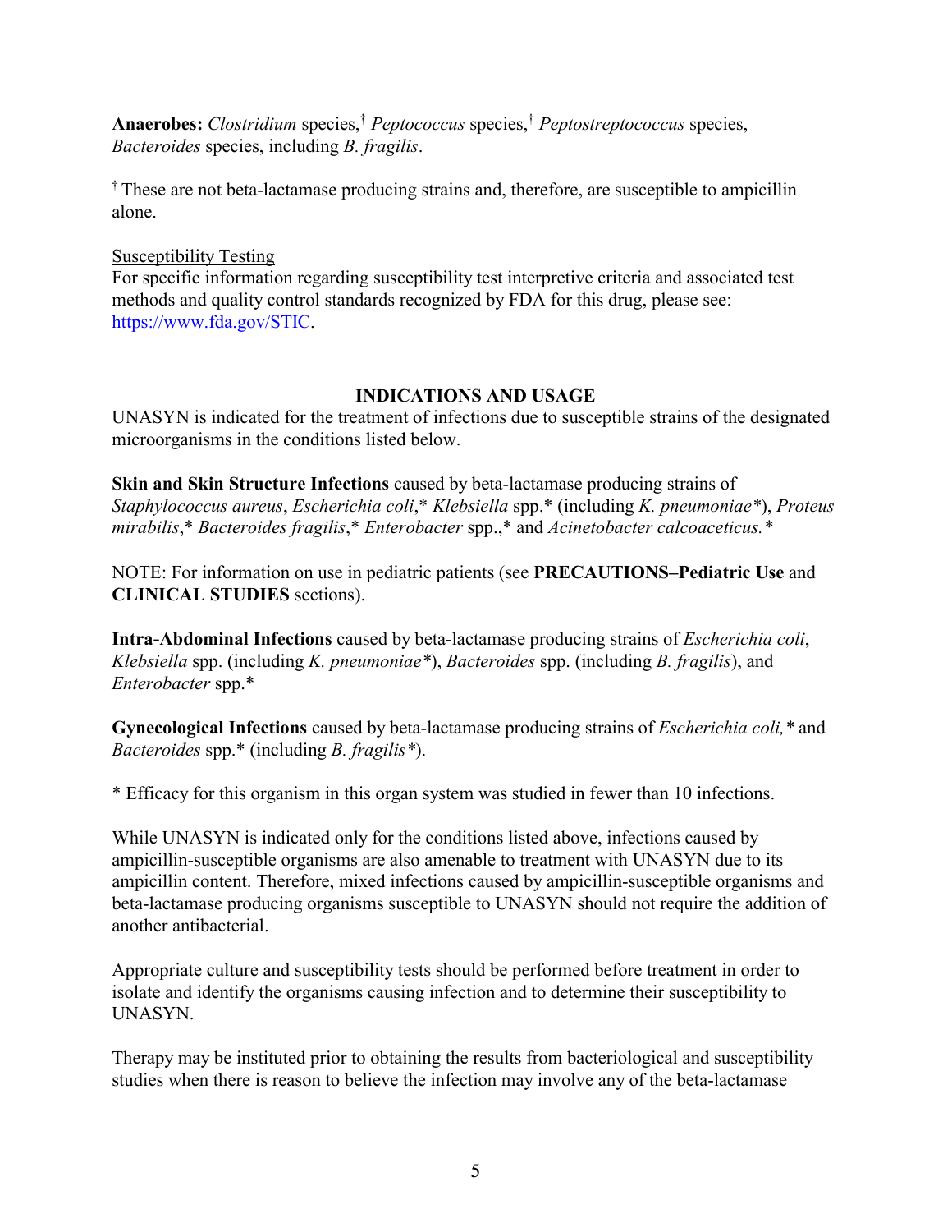**Anaerobes:** *Clostridium* species,† *Peptococcus* species,† *Peptostreptococcus* species, *Bacteroides* species, including *B. fragilis*.

† These are not beta-lactamase producing strains and, therefore, are susceptible to ampicillin alone.

Susceptibility Testing

For specific information regarding susceptibility test interpretive criteria and associated test methods and quality control standards recognized by FDA for this drug, please see: https://www.fda.gov/STIC.

## INDICATIONS AND USAGE

UNASYN is indicated for the treatment of infections due to susceptible strains of the designated microorganisms in the conditions listed below.

**Skin and Skin Structure Infections** caused by beta-lactamase producing strains of *Staphylococcus aureus*, *Escherichia coli*,* *Klebsiella* spp.* (including *K. pneumoniae**), *Proteus mirabilis*,* *Bacteroides fragilis*,* *Enterobacter* spp.,* and *Acinetobacter calcoaceticus.**

NOTE: For information on use in pediatric patients (see **PRECAUTIONS–Pediatric Use** and **CLINICAL STUDIES** sections).

**Intra-Abdominal Infections** caused by beta-lactamase producing strains of *Escherichia coli*, *Klebsiella* spp. (including *K. pneumoniae**), *Bacteroides* spp. (including *B. fragilis*), and *Enterobacter* spp.*

**Gynecological Infections** caused by beta-lactamase producing strains of *Escherichia coli,** and *Bacteroides* spp.* (including *B. fragilis**).

\* Efficacy for this organism in this organ system was studied in fewer than 10 infections.

While UNASYN is indicated only for the conditions listed above, infections caused by ampicillin-susceptible organisms are also amenable to treatment with UNASYN due to its ampicillin content. Therefore, mixed infections caused by ampicillin-susceptible organisms and beta-lactamase producing organisms susceptible to UNASYN should not require the addition of another antibacterial.

Appropriate culture and susceptibility tests should be performed before treatment in order to isolate and identify the organisms causing infection and to determine their susceptibility to UNASYN.

Therapy may be instituted prior to obtaining the results from bacteriological and susceptibility studies when there is reason to believe the infection may involve any of the beta-lactamase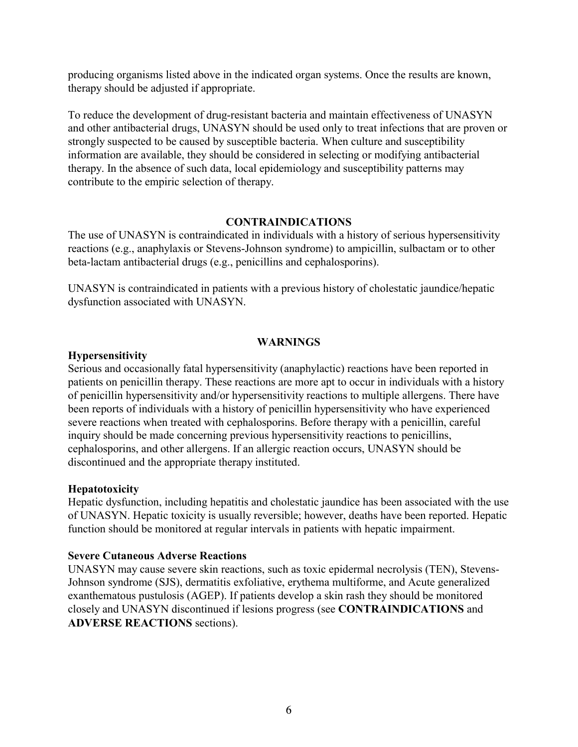producing organisms listed above in the indicated organ systems. Once the results are known, therapy should be adjusted if appropriate.

To reduce the development of drug-resistant bacteria and maintain effectiveness of UNASYN and other antibacterial drugs, UNASYN should be used only to treat infections that are proven or strongly suspected to be caused by susceptible bacteria. When culture and susceptibility information are available, they should be considered in selecting or modifying antibacterial therapy. In the absence of such data, local epidemiology and susceptibility patterns may contribute to the empiric selection of therapy.

## CONTRAINDICATIONS

The use of UNASYN is contraindicated in individuals with a history of serious hypersensitivity reactions (e.g., anaphylaxis or Stevens-Johnson syndrome) to ampicillin, sulbactam or to other beta-lactam antibacterial drugs (e.g., penicillins and cephalosporins).

UNASYN is contraindicated in patients with a previous history of cholestatic jaundice/hepatic dysfunction associated with UNASYN.

## WARNINGS

### Hypersensitivity

Serious and occasionally fatal hypersensitivity (anaphylactic) reactions have been reported in patients on penicillin therapy. These reactions are more apt to occur in individuals with a history of penicillin hypersensitivity and/or hypersensitivity reactions to multiple allergens. There have been reports of individuals with a history of penicillin hypersensitivity who have experienced severe reactions when treated with cephalosporins. Before therapy with a penicillin, careful inquiry should be made concerning previous hypersensitivity reactions to penicillins, cephalosporins, and other allergens. If an allergic reaction occurs, UNASYN should be discontinued and the appropriate therapy instituted.

### Hepatotoxicity

Hepatic dysfunction, including hepatitis and cholestatic jaundice has been associated with the use of UNASYN. Hepatic toxicity is usually reversible; however, deaths have been reported. Hepatic function should be monitored at regular intervals in patients with hepatic impairment.

### Severe Cutaneous Adverse Reactions

UNASYN may cause severe skin reactions, such as toxic epidermal necrolysis (TEN), Stevens-Johnson syndrome (SJS), dermatitis exfoliative, erythema multiforme, and Acute generalized exanthematous pustulosis (AGEP). If patients develop a skin rash they should be monitored closely and UNASYN discontinued if lesions progress (see **CONTRAINDICATIONS** and **ADVERSE REACTIONS** sections).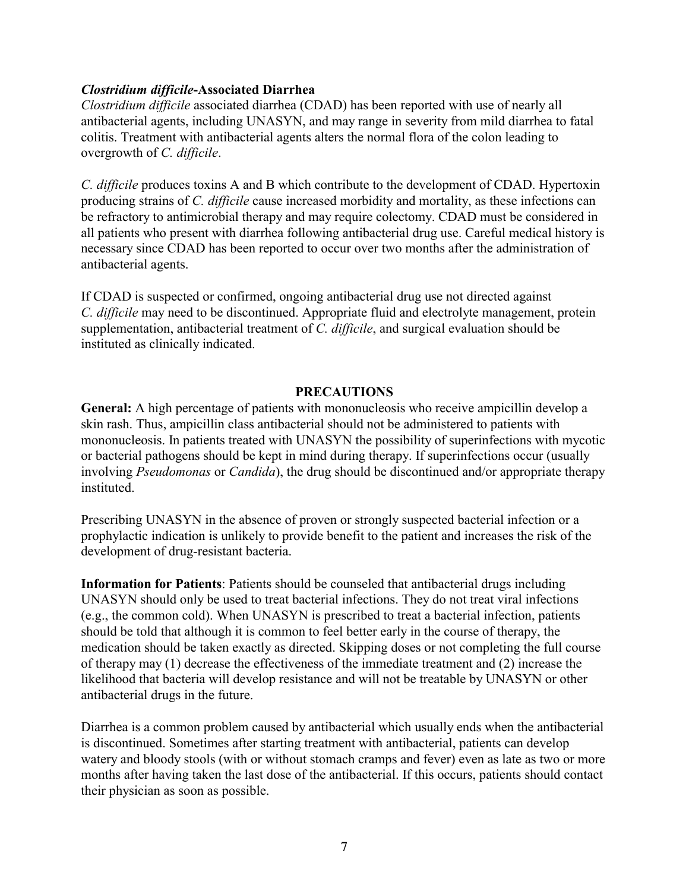***Clostridium difficile*-Associated Diarrhea**

*Clostridium difficile* associated diarrhea (CDAD) has been reported with use of nearly all antibacterial agents, including UNASYN, and may range in severity from mild diarrhea to fatal colitis. Treatment with antibacterial agents alters the normal flora of the colon leading to overgrowth of *C. difficile*.

*C. difficile* produces toxins A and B which contribute to the development of CDAD. Hypertoxin producing strains of *C. difficile* cause increased morbidity and mortality, as these infections can be refractory to antimicrobial therapy and may require colectomy. CDAD must be considered in all patients who present with diarrhea following antibacterial drug use. Careful medical history is necessary since CDAD has been reported to occur over two months after the administration of antibacterial agents.

If CDAD is suspected or confirmed, ongoing antibacterial drug use not directed against *C. difficile* may need to be discontinued. Appropriate fluid and electrolyte management, protein supplementation, antibacterial treatment of *C. difficile*, and surgical evaluation should be instituted as clinically indicated.

## PRECAUTIONS

**General:** A high percentage of patients with mononucleosis who receive ampicillin develop a skin rash. Thus, ampicillin class antibacterial should not be administered to patients with mononucleosis. In patients treated with UNASYN the possibility of superinfections with mycotic or bacterial pathogens should be kept in mind during therapy. If superinfections occur (usually involving *Pseudomonas* or *Candida*), the drug should be discontinued and/or appropriate therapy instituted.

Prescribing UNASYN in the absence of proven or strongly suspected bacterial infection or a prophylactic indication is unlikely to provide benefit to the patient and increases the risk of the development of drug-resistant bacteria.

**Information for Patients**: Patients should be counseled that antibacterial drugs including UNASYN should only be used to treat bacterial infections. They do not treat viral infections (e.g., the common cold). When UNASYN is prescribed to treat a bacterial infection, patients should be told that although it is common to feel better early in the course of therapy, the medication should be taken exactly as directed. Skipping doses or not completing the full course of therapy may (1) decrease the effectiveness of the immediate treatment and (2) increase the likelihood that bacteria will develop resistance and will not be treatable by UNASYN or other antibacterial drugs in the future.

Diarrhea is a common problem caused by antibacterial which usually ends when the antibacterial is discontinued. Sometimes after starting treatment with antibacterial, patients can develop watery and bloody stools (with or without stomach cramps and fever) even as late as two or more months after having taken the last dose of the antibacterial. If this occurs, patients should contact their physician as soon as possible.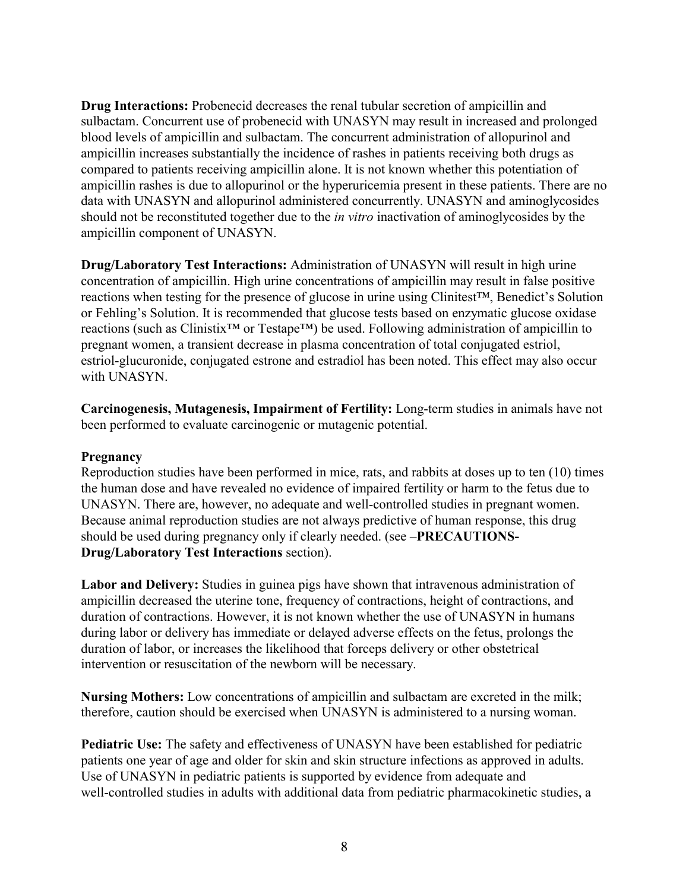**Drug Interactions:** Probenecid decreases the renal tubular secretion of ampicillin and sulbactam. Concurrent use of probenecid with UNASYN may result in increased and prolonged blood levels of ampicillin and sulbactam. The concurrent administration of allopurinol and ampicillin increases substantially the incidence of rashes in patients receiving both drugs as compared to patients receiving ampicillin alone. It is not known whether this potentiation of ampicillin rashes is due to allopurinol or the hyperuricemia present in these patients. There are no data with UNASYN and allopurinol administered concurrently. UNASYN and aminoglycosides should not be reconstituted together due to the *in vitro* inactivation of aminoglycosides by the ampicillin component of UNASYN.

**Drug/Laboratory Test Interactions:** Administration of UNASYN will result in high urine concentration of ampicillin. High urine concentrations of ampicillin may result in false positive reactions when testing for the presence of glucose in urine using Clinitest™, Benedict's Solution or Fehling's Solution. It is recommended that glucose tests based on enzymatic glucose oxidase reactions (such as Clinistix™ or Testape™) be used. Following administration of ampicillin to pregnant women, a transient decrease in plasma concentration of total conjugated estriol, estriol-glucuronide, conjugated estrone and estradiol has been noted. This effect may also occur with UNASYN.

**Carcinogenesis, Mutagenesis, Impairment of Fertility:** Long-term studies in animals have not been performed to evaluate carcinogenic or mutagenic potential.

**Pregnancy**

Reproduction studies have been performed in mice, rats, and rabbits at doses up to ten (10) times the human dose and have revealed no evidence of impaired fertility or harm to the fetus due to UNASYN. There are, however, no adequate and well-controlled studies in pregnant women. Because animal reproduction studies are not always predictive of human response, this drug should be used during pregnancy only if clearly needed. (see –**PRECAUTIONS-Drug/Laboratory Test Interactions** section).

**Labor and Delivery:** Studies in guinea pigs have shown that intravenous administration of ampicillin decreased the uterine tone, frequency of contractions, height of contractions, and duration of contractions. However, it is not known whether the use of UNASYN in humans during labor or delivery has immediate or delayed adverse effects on the fetus, prolongs the duration of labor, or increases the likelihood that forceps delivery or other obstetrical intervention or resuscitation of the newborn will be necessary.

**Nursing Mothers:** Low concentrations of ampicillin and sulbactam are excreted in the milk; therefore, caution should be exercised when UNASYN is administered to a nursing woman.

**Pediatric Use:** The safety and effectiveness of UNASYN have been established for pediatric patients one year of age and older for skin and skin structure infections as approved in adults. Use of UNASYN in pediatric patients is supported by evidence from adequate and well-controlled studies in adults with additional data from pediatric pharmacokinetic studies, a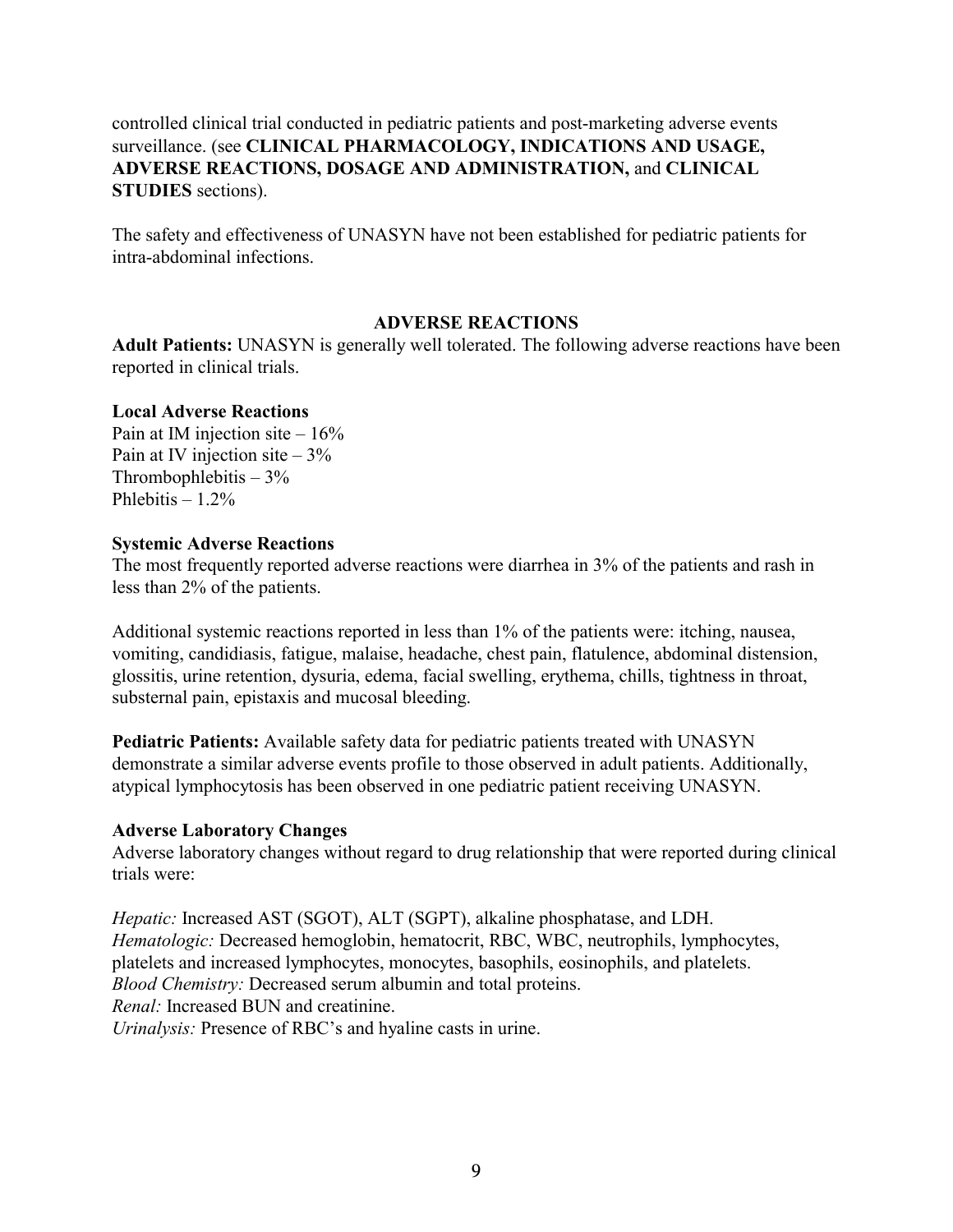controlled clinical trial conducted in pediatric patients and post-marketing adverse events surveillance. (see **CLINICAL PHARMACOLOGY, INDICATIONS AND USAGE, ADVERSE REACTIONS, DOSAGE AND ADMINISTRATION,** and **CLINICAL STUDIES** sections).

The safety and effectiveness of UNASYN have not been established for pediatric patients for intra-abdominal infections.

## ADVERSE REACTIONS

**Adult Patients:** UNASYN is generally well tolerated. The following adverse reactions have been reported in clinical trials.

**Local Adverse Reactions**

Pain at IM injection site – 16%
Pain at IV injection site – 3%
Thrombophlebitis – 3%
Phlebitis – 1.2%

**Systemic Adverse Reactions**

The most frequently reported adverse reactions were diarrhea in 3% of the patients and rash in less than 2% of the patients.

Additional systemic reactions reported in less than 1% of the patients were: itching, nausea, vomiting, candidiasis, fatigue, malaise, headache, chest pain, flatulence, abdominal distension, glossitis, urine retention, dysuria, edema, facial swelling, erythema, chills, tightness in throat, substernal pain, epistaxis and mucosal bleeding.

**Pediatric Patients:** Available safety data for pediatric patients treated with UNASYN demonstrate a similar adverse events profile to those observed in adult patients. Additionally, atypical lymphocytosis has been observed in one pediatric patient receiving UNASYN.

**Adverse Laboratory Changes**

Adverse laboratory changes without regard to drug relationship that were reported during clinical trials were:

*Hepatic:* Increased AST (SGOT), ALT (SGPT), alkaline phosphatase, and LDH.
*Hematologic:* Decreased hemoglobin, hematocrit, RBC, WBC, neutrophils, lymphocytes, platelets and increased lymphocytes, monocytes, basophils, eosinophils, and platelets.
*Blood Chemistry:* Decreased serum albumin and total proteins.
*Renal:* Increased BUN and creatinine.
*Urinalysis:* Presence of RBC's and hyaline casts in urine.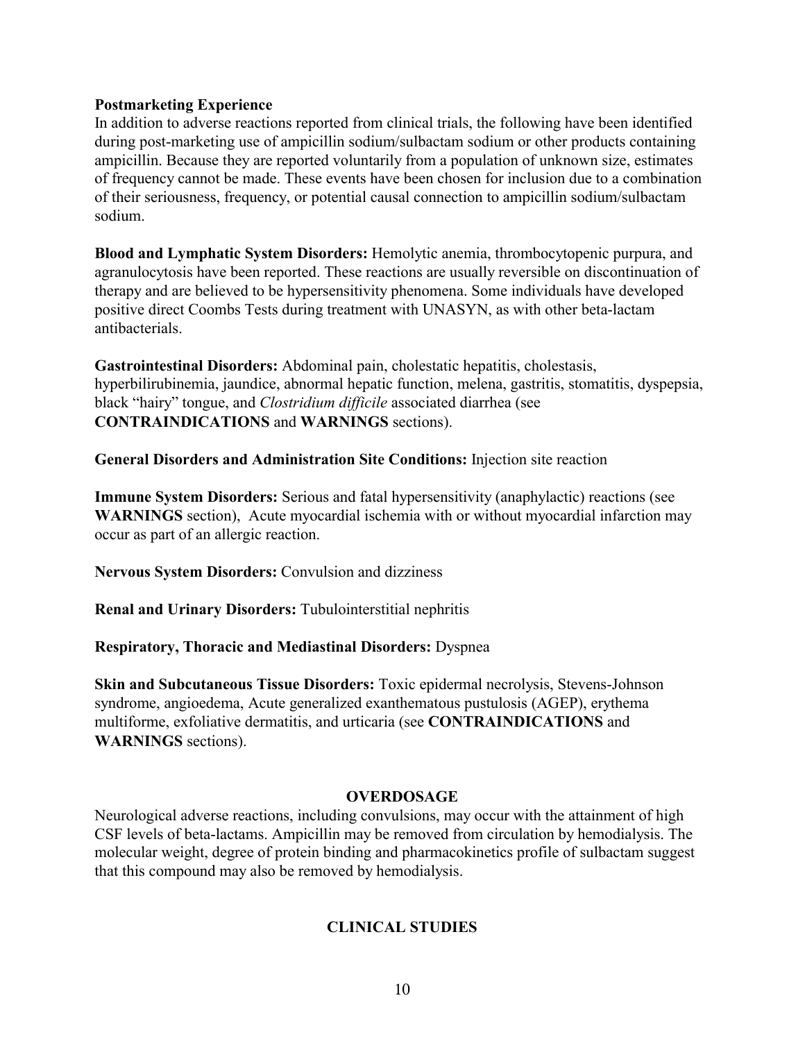**Postmarketing Experience**
In addition to adverse reactions reported from clinical trials, the following have been identified during post-marketing use of ampicillin sodium/sulbactam sodium or other products containing ampicillin. Because they are reported voluntarily from a population of unknown size, estimates of frequency cannot be made. These events have been chosen for inclusion due to a combination of their seriousness, frequency, or potential causal connection to ampicillin sodium/sulbactam sodium.

**Blood and Lymphatic System Disorders:** Hemolytic anemia, thrombocytopenic purpura, and agranulocytosis have been reported. These reactions are usually reversible on discontinuation of therapy and are believed to be hypersensitivity phenomena. Some individuals have developed positive direct Coombs Tests during treatment with UNASYN, as with other beta-lactam antibacterials.

**Gastrointestinal Disorders:** Abdominal pain, cholestatic hepatitis, cholestasis, hyperbilirubinemia, jaundice, abnormal hepatic function, melena, gastritis, stomatitis, dyspepsia, black "hairy" tongue, and *Clostridium difficile* associated diarrhea (see **CONTRAINDICATIONS** and **WARNINGS** sections).

**General Disorders and Administration Site Conditions:** Injection site reaction

**Immune System Disorders:** Serious and fatal hypersensitivity (anaphylactic) reactions (see **WARNINGS** section), Acute myocardial ischemia with or without myocardial infarction may occur as part of an allergic reaction.

**Nervous System Disorders:** Convulsion and dizziness

**Renal and Urinary Disorders:** Tubulointerstitial nephritis

**Respiratory, Thoracic and Mediastinal Disorders:** Dyspnea

**Skin and Subcutaneous Tissue Disorders:** Toxic epidermal necrolysis, Stevens-Johnson syndrome, angioedema, Acute generalized exanthematous pustulosis (AGEP), erythema multiforme, exfoliative dermatitis, and urticaria (see **CONTRAINDICATIONS** and **WARNINGS** sections).

## OVERDOSAGE

Neurological adverse reactions, including convulsions, may occur with the attainment of high CSF levels of beta-lactams. Ampicillin may be removed from circulation by hemodialysis. The molecular weight, degree of protein binding and pharmacokinetics profile of sulbactam suggest that this compound may also be removed by hemodialysis.

## CLINICAL STUDIES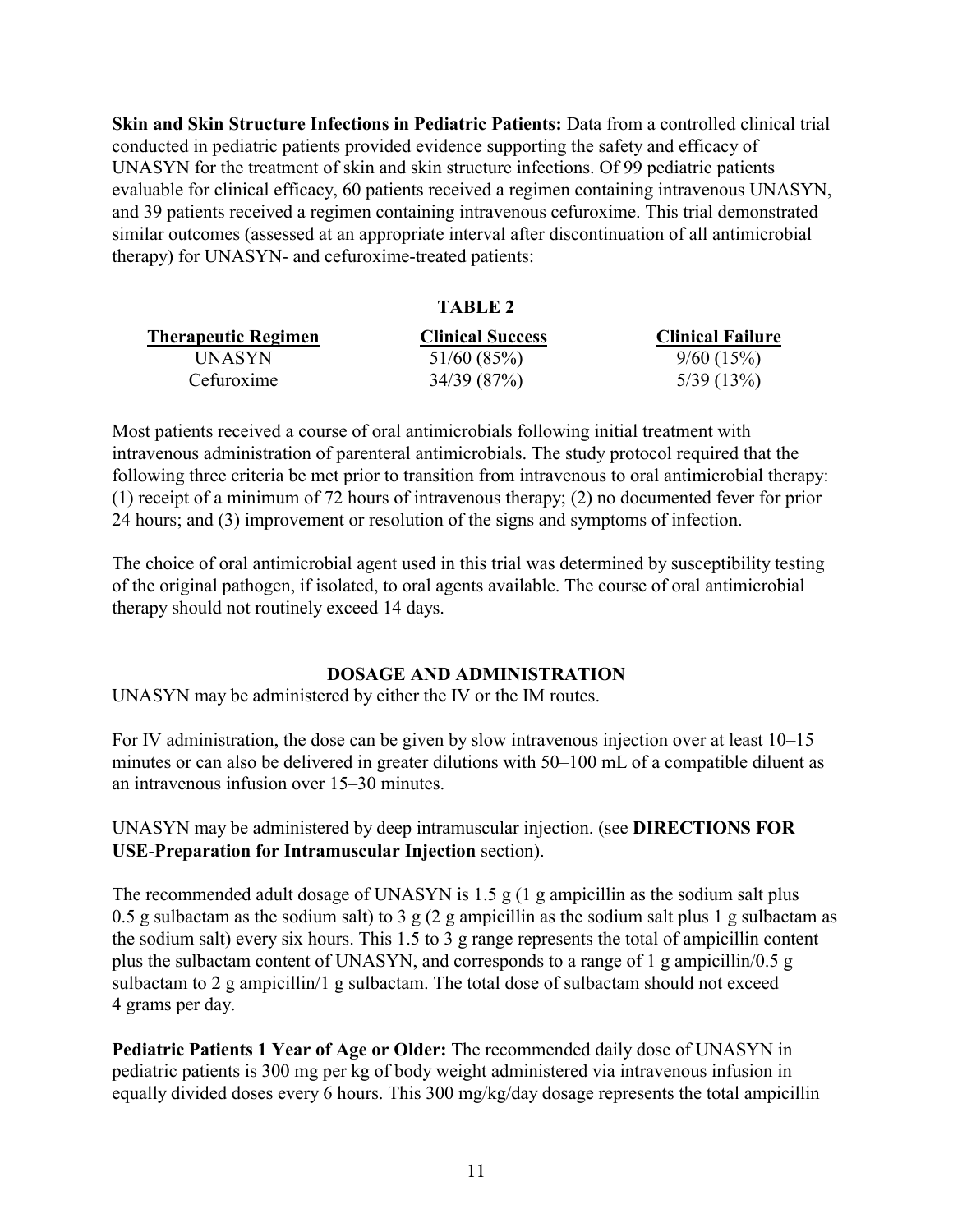**Skin and Skin Structure Infections in Pediatric Patients:** Data from a controlled clinical trial conducted in pediatric patients provided evidence supporting the safety and efficacy of UNASYN for the treatment of skin and skin structure infections. Of 99 pediatric patients evaluable for clinical efficacy, 60 patients received a regimen containing intravenous UNASYN, and 39 patients received a regimen containing intravenous cefuroxime. This trial demonstrated similar outcomes (assessed at an appropriate interval after discontinuation of all antimicrobial therapy) for UNASYN- and cefuroxime-treated patients:

**TABLE 2**

| Therapeutic Regimen | Clinical Success | Clinical Failure |
|---|---|---|
| UNASYN | 51/60 (85%) | 9/60 (15%) |
| Cefuroxime | 34/39 (87%) | 5/39 (13%) |

Most patients received a course of oral antimicrobials following initial treatment with intravenous administration of parenteral antimicrobials. The study protocol required that the following three criteria be met prior to transition from intravenous to oral antimicrobial therapy: (1) receipt of a minimum of 72 hours of intravenous therapy; (2) no documented fever for prior 24 hours; and (3) improvement or resolution of the signs and symptoms of infection.

The choice of oral antimicrobial agent used in this trial was determined by susceptibility testing of the original pathogen, if isolated, to oral agents available. The course of oral antimicrobial therapy should not routinely exceed 14 days.

## DOSAGE AND ADMINISTRATION

UNASYN may be administered by either the IV or the IM routes.

For IV administration, the dose can be given by slow intravenous injection over at least 10–15 minutes or can also be delivered in greater dilutions with 50–100 mL of a compatible diluent as an intravenous infusion over 15–30 minutes.

UNASYN may be administered by deep intramuscular injection. (see **DIRECTIONS FOR USE-Preparation for Intramuscular Injection** section).

The recommended adult dosage of UNASYN is 1.5 g (1 g ampicillin as the sodium salt plus 0.5 g sulbactam as the sodium salt) to 3 g (2 g ampicillin as the sodium salt plus 1 g sulbactam as the sodium salt) every six hours. This 1.5 to 3 g range represents the total of ampicillin content plus the sulbactam content of UNASYN, and corresponds to a range of 1 g ampicillin/0.5 g sulbactam to 2 g ampicillin/1 g sulbactam. The total dose of sulbactam should not exceed 4 grams per day.

**Pediatric Patients 1 Year of Age or Older:** The recommended daily dose of UNASYN in pediatric patients is 300 mg per kg of body weight administered via intravenous infusion in equally divided doses every 6 hours. This 300 mg/kg/day dosage represents the total ampicillin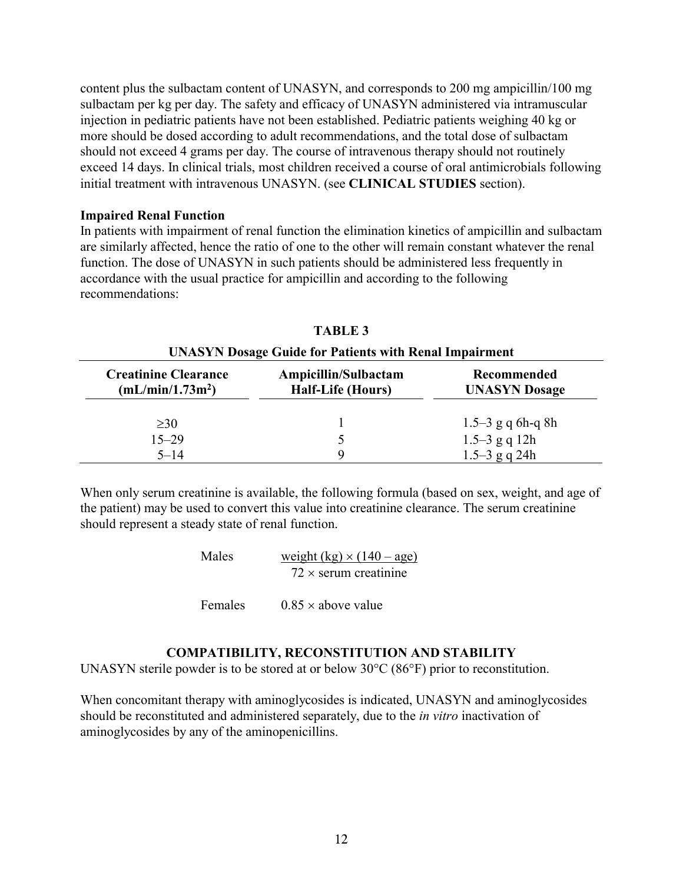content plus the sulbactam content of UNASYN, and corresponds to 200 mg ampicillin/100 mg sulbactam per kg per day. The safety and efficacy of UNASYN administered via intramuscular injection in pediatric patients have not been established. Pediatric patients weighing 40 kg or more should be dosed according to adult recommendations, and the total dose of sulbactam should not exceed 4 grams per day. The course of intravenous therapy should not routinely exceed 14 days. In clinical trials, most children received a course of oral antimicrobials following initial treatment with intravenous UNASYN. (see **CLINICAL STUDIES** section).

**Impaired Renal Function**

In patients with impairment of renal function the elimination kinetics of ampicillin and sulbactam are similarly affected, hence the ratio of one to the other will remain constant whatever the renal function. The dose of UNASYN in such patients should be administered less frequently in accordance with the usual practice for ampicillin and according to the following recommendations:

**TABLE 3**

**UNASYN Dosage Guide for Patients with Renal Impairment**

| Creatinine Clearance (mL/min/1.73m$^2$) | Ampicillin/Sulbactam Half-Life (Hours) | Recommended UNASYN Dosage |
|---|---|---|
| ≥30 | 1 | 1.5–3 g q 6h-q 8h |
| 15–29 | 5 | 1.5–3 g q 12h |
| 5–14 | 9 | 1.5–3 g q 24h |

When only serum creatinine is available, the following formula (based on sex, weight, and age of the patient) may be used to convert this value into creatinine clearance. The serum creatinine should represent a steady state of renal function.

Males $$\frac{\text{weight (kg)} \times (140 - \text{age})}{72 \times \text{serum creatinine}}$$

Females $0.85 \times$ above value

## COMPATIBILITY, RECONSTITUTION AND STABILITY

UNASYN sterile powder is to be stored at or below 30°C (86°F) prior to reconstitution.

When concomitant therapy with aminoglycosides is indicated, UNASYN and aminoglycosides should be reconstituted and administered separately, due to the *in vitro* inactivation of aminoglycosides by any of the aminopenicillins.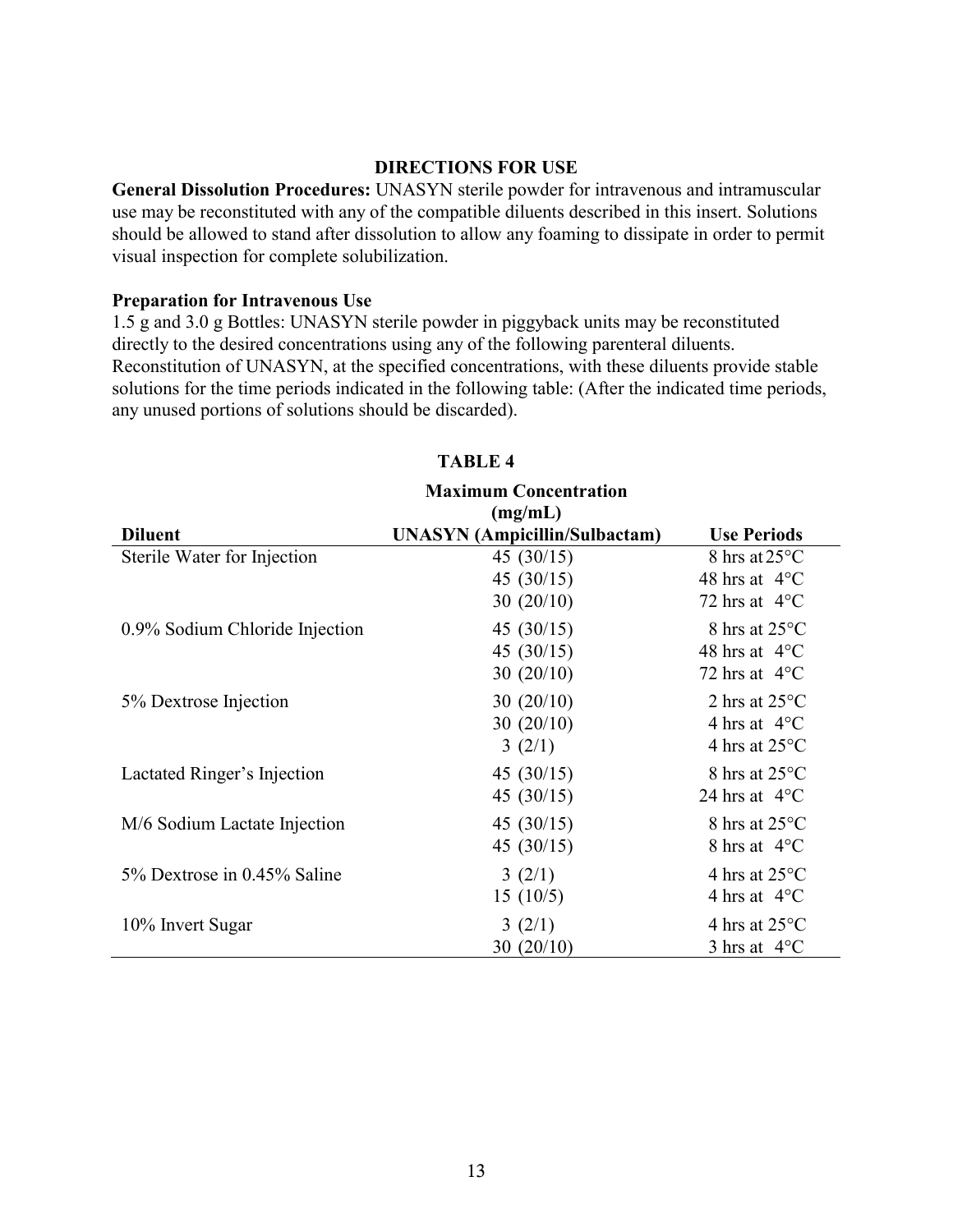## DIRECTIONS FOR USE

**General Dissolution Procedures:** UNASYN sterile powder for intravenous and intramuscular use may be reconstituted with any of the compatible diluents described in this insert. Solutions should be allowed to stand after dissolution to allow any foaming to dissipate in order to permit visual inspection for complete solubilization.

**Preparation for Intravenous Use**

1.5 g and 3.0 g Bottles: UNASYN sterile powder in piggyback units may be reconstituted directly to the desired concentrations using any of the following parenteral diluents. Reconstitution of UNASYN, at the specified concentrations, with these diluents provide stable solutions for the time periods indicated in the following table: (After the indicated time periods, any unused portions of solutions should be discarded).

**TABLE 4**

| Diluent | Maximum Concentration (mg/mL) UNASYN (Ampicillin/Sulbactam) | Use Periods |
|---|---|---|
| Sterile Water for Injection | 45 (30/15) | 8 hrs at 25°C |
| | 45 (30/15) | 48 hrs at 4°C |
| | 30 (20/10) | 72 hrs at 4°C |
| 0.9% Sodium Chloride Injection | 45 (30/15) | 8 hrs at 25°C |
| | 45 (30/15) | 48 hrs at 4°C |
| | 30 (20/10) | 72 hrs at 4°C |
| 5% Dextrose Injection | 30 (20/10) | 2 hrs at 25°C |
| | 30 (20/10) | 4 hrs at 4°C |
| | 3 (2/1) | 4 hrs at 25°C |
| Lactated Ringer's Injection | 45 (30/15) | 8 hrs at 25°C |
| | 45 (30/15) | 24 hrs at 4°C |
| M/6 Sodium Lactate Injection | 45 (30/15) | 8 hrs at 25°C |
| | 45 (30/15) | 8 hrs at 4°C |
| 5% Dextrose in 0.45% Saline | 3 (2/1) | 4 hrs at 25°C |
| | 15 (10/5) | 4 hrs at 4°C |
| 10% Invert Sugar | 3 (2/1) | 4 hrs at 25°C |
| | 30 (20/10) | 3 hrs at 4°C |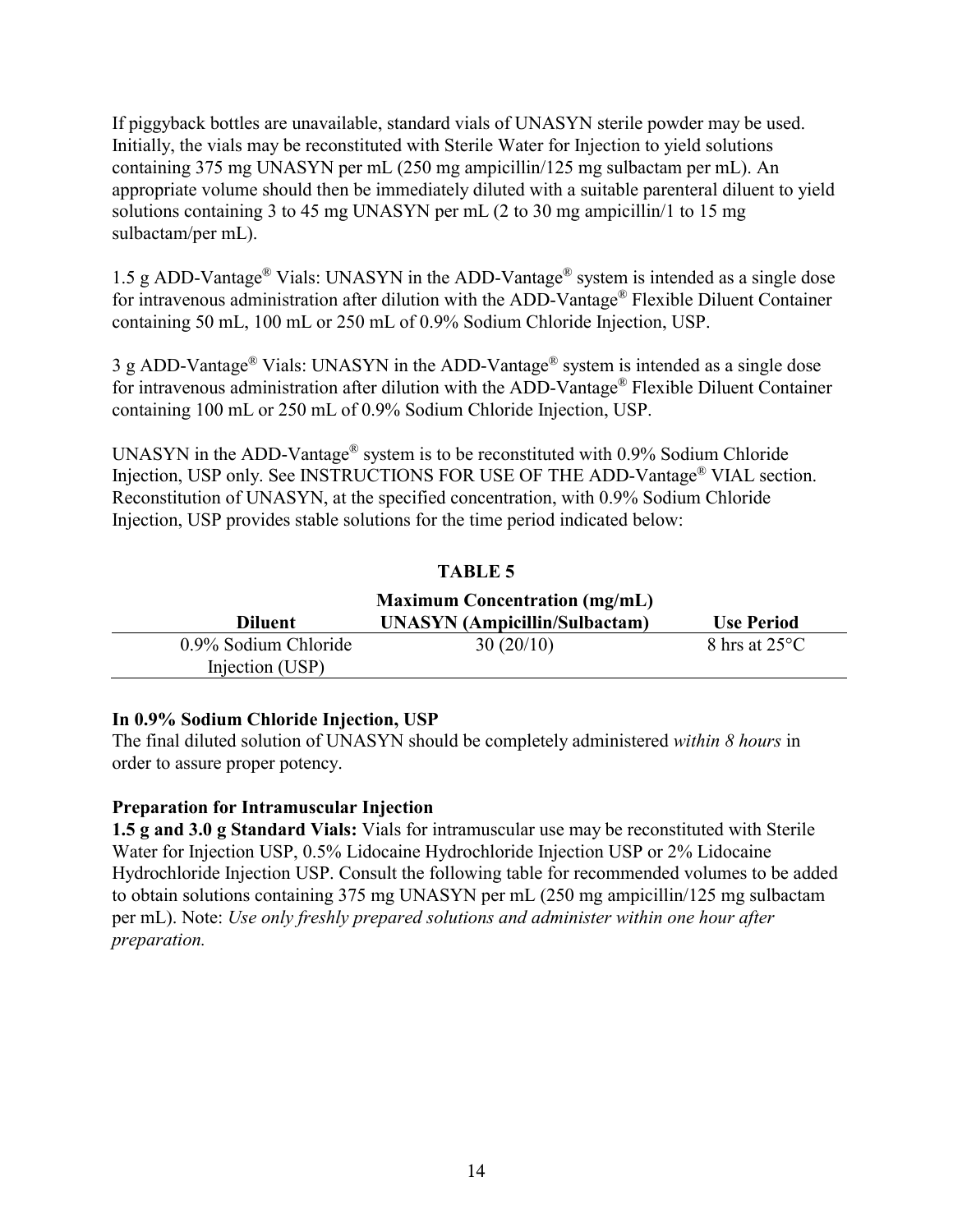If piggyback bottles are unavailable, standard vials of UNASYN sterile powder may be used. Initially, the vials may be reconstituted with Sterile Water for Injection to yield solutions containing 375 mg UNASYN per mL (250 mg ampicillin/125 mg sulbactam per mL). An appropriate volume should then be immediately diluted with a suitable parenteral diluent to yield solutions containing 3 to 45 mg UNASYN per mL (2 to 30 mg ampicillin/1 to 15 mg sulbactam/per mL).

1.5 g ADD-Vantage® Vials: UNASYN in the ADD-Vantage® system is intended as a single dose for intravenous administration after dilution with the ADD-Vantage® Flexible Diluent Container containing 50 mL, 100 mL or 250 mL of 0.9% Sodium Chloride Injection, USP.

3 g ADD-Vantage® Vials: UNASYN in the ADD-Vantage® system is intended as a single dose for intravenous administration after dilution with the ADD-Vantage® Flexible Diluent Container containing 100 mL or 250 mL of 0.9% Sodium Chloride Injection, USP.

UNASYN in the ADD-Vantage® system is to be reconstituted with 0.9% Sodium Chloride Injection, USP only. See INSTRUCTIONS FOR USE OF THE ADD-Vantage® VIAL section. Reconstitution of UNASYN, at the specified concentration, with 0.9% Sodium Chloride Injection, USP provides stable solutions for the time period indicated below:

**TABLE 5**

| Diluent | Maximum Concentration (mg/mL) UNASYN (Ampicillin/Sulbactam) | Use Period |
|---|---|---|
| 0.9% Sodium Chloride Injection (USP) | 30 (20/10) | 8 hrs at 25°C |

**In 0.9% Sodium Chloride Injection, USP**
The final diluted solution of UNASYN should be completely administered *within 8 hours* in order to assure proper potency.

**Preparation for Intramuscular Injection**
**1.5 g and 3.0 g Standard Vials:** Vials for intramuscular use may be reconstituted with Sterile Water for Injection USP, 0.5% Lidocaine Hydrochloride Injection USP or 2% Lidocaine Hydrochloride Injection USP. Consult the following table for recommended volumes to be added to obtain solutions containing 375 mg UNASYN per mL (250 mg ampicillin/125 mg sulbactam per mL). Note: *Use only freshly prepared solutions and administer within one hour after preparation.*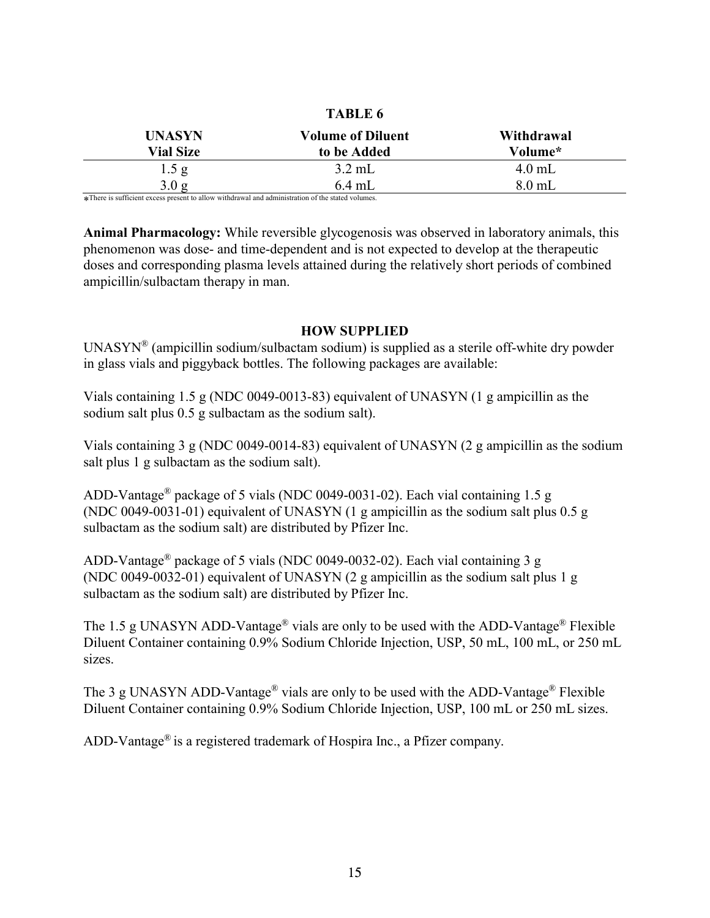**TABLE 6**

| UNASYN Vial Size | Volume of Diluent to be Added | Withdrawal Volume* |
|---|---|---|
| 1.5 g | 3.2 mL | 4.0 mL |
| 3.0 g | 6.4 mL | 8.0 mL |

*There is sufficient excess present to allow withdrawal and administration of the stated volumes.

**Animal Pharmacology:** While reversible glycogenosis was observed in laboratory animals, this phenomenon was dose- and time-dependent and is not expected to develop at the therapeutic doses and corresponding plasma levels attained during the relatively short periods of combined ampicillin/sulbactam therapy in man.

## HOW SUPPLIED

UNASYN® (ampicillin sodium/sulbactam sodium) is supplied as a sterile off-white dry powder in glass vials and piggyback bottles. The following packages are available:

Vials containing 1.5 g (NDC 0049-0013-83) equivalent of UNASYN (1 g ampicillin as the sodium salt plus 0.5 g sulbactam as the sodium salt).

Vials containing 3 g (NDC 0049-0014-83) equivalent of UNASYN (2 g ampicillin as the sodium salt plus 1 g sulbactam as the sodium salt).

ADD-Vantage® package of 5 vials (NDC 0049-0031-02). Each vial containing 1.5 g (NDC 0049-0031-01) equivalent of UNASYN (1 g ampicillin as the sodium salt plus 0.5 g sulbactam as the sodium salt) are distributed by Pfizer Inc.

ADD-Vantage® package of 5 vials (NDC 0049-0032-02). Each vial containing 3 g (NDC 0049-0032-01) equivalent of UNASYN (2 g ampicillin as the sodium salt plus 1 g sulbactam as the sodium salt) are distributed by Pfizer Inc.

The 1.5 g UNASYN ADD-Vantage® vials are only to be used with the ADD-Vantage® Flexible Diluent Container containing 0.9% Sodium Chloride Injection, USP, 50 mL, 100 mL, or 250 mL sizes.

The 3 g UNASYN ADD-Vantage® vials are only to be used with the ADD-Vantage® Flexible Diluent Container containing 0.9% Sodium Chloride Injection, USP, 100 mL or 250 mL sizes.

ADD-Vantage® is a registered trademark of Hospira Inc., a Pfizer company.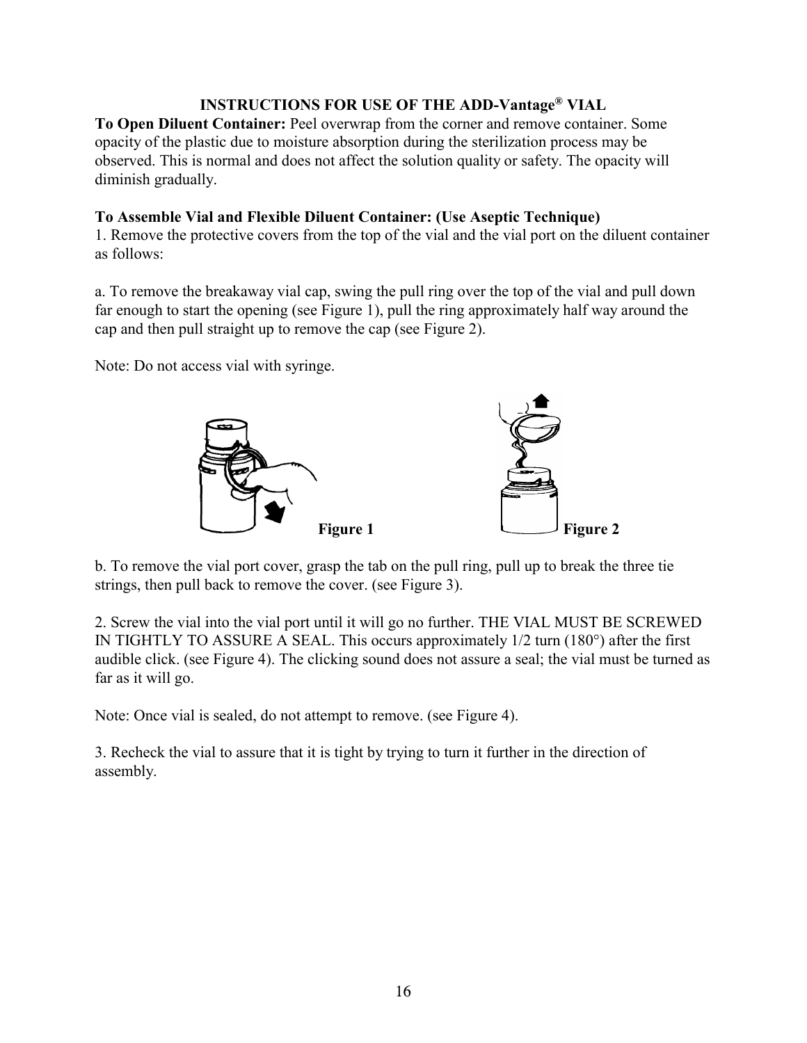## INSTRUCTIONS FOR USE OF THE ADD-Vantage® VIAL

**To Open Diluent Container:** Peel overwrap from the corner and remove container. Some opacity of the plastic due to moisture absorption during the sterilization process may be observed. This is normal and does not affect the solution quality or safety. The opacity will diminish gradually.

**To Assemble Vial and Flexible Diluent Container: (Use Aseptic Technique)**

1. Remove the protective covers from the top of the vial and the vial port on the diluent container as follows:

a. To remove the breakaway vial cap, swing the pull ring over the top of the vial and pull down far enough to start the opening (see Figure 1), pull the ring approximately half way around the cap and then pull straight up to remove the cap (see Figure 2).

Note: Do not access vial with syringe.

**Figure 1** **Figure 2**

b. To remove the vial port cover, grasp the tab on the pull ring, pull up to break the three tie strings, then pull back to remove the cover. (see Figure 3).

2. Screw the vial into the vial port until it will go no further. THE VIAL MUST BE SCREWED IN TIGHTLY TO ASSURE A SEAL. This occurs approximately 1/2 turn (180°) after the first audible click. (see Figure 4). The clicking sound does not assure a seal; the vial must be turned as far as it will go.

Note: Once vial is sealed, do not attempt to remove. (see Figure 4).

3. Recheck the vial to assure that it is tight by trying to turn it further in the direction of assembly.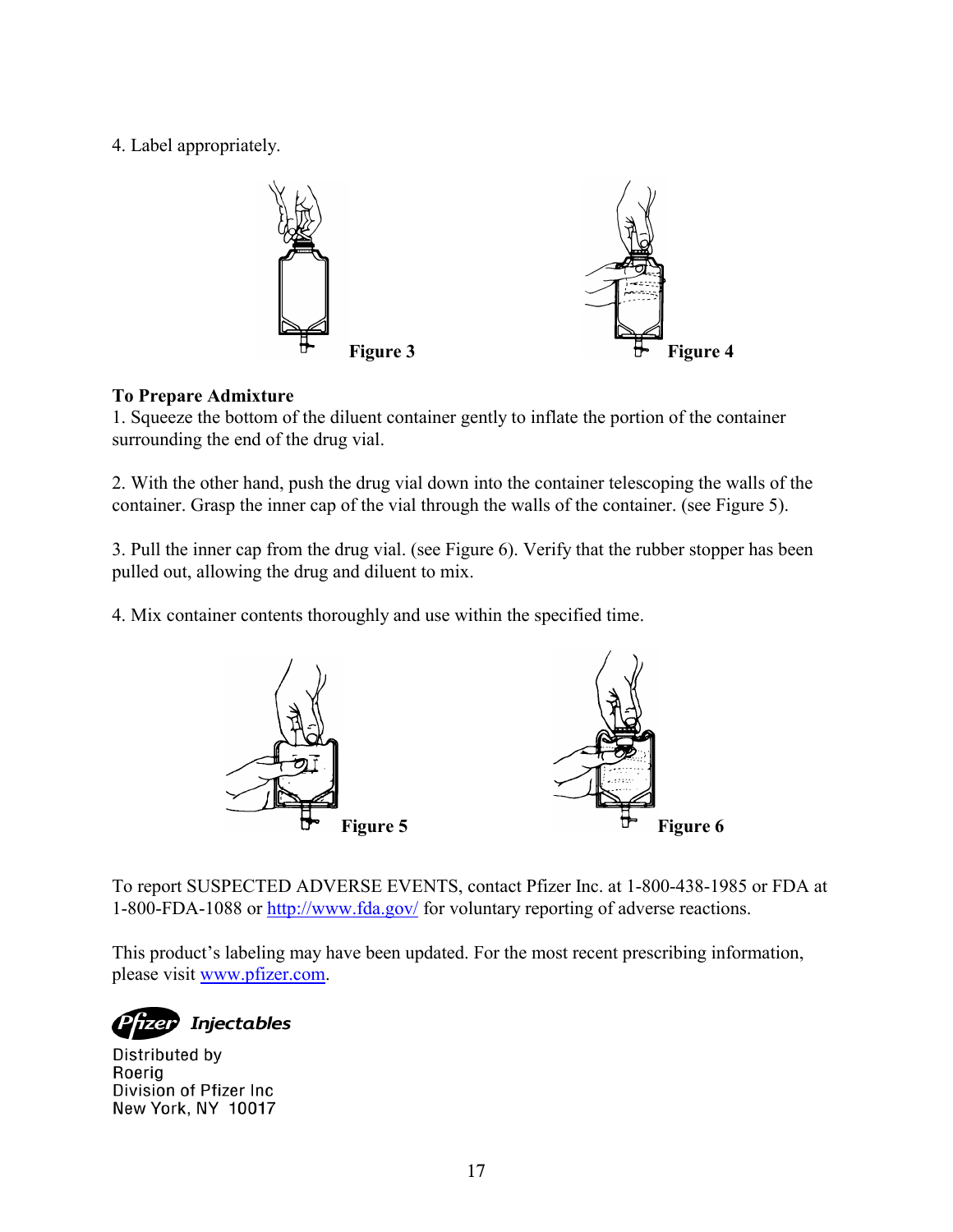4. Label appropriately.

Figure 3

Figure 4

**To Prepare Admixture**

1. Squeeze the bottom of the diluent container gently to inflate the portion of the container surrounding the end of the drug vial.

2. With the other hand, push the drug vial down into the container telescoping the walls of the container. Grasp the inner cap of the vial through the walls of the container. (see Figure 5).

3. Pull the inner cap from the drug vial. (see Figure 6). Verify that the rubber stopper has been pulled out, allowing the drug and diluent to mix.

4. Mix container contents thoroughly and use within the specified time.

Figure 5

Figure 6

To report SUSPECTED ADVERSE EVENTS, contact Pfizer Inc. at 1-800-438-1985 or FDA at 1-800-FDA-1088 or http://www.fda.gov/ for voluntary reporting of adverse reactions.

This product's labeling may have been updated. For the most recent prescribing information, please visit www.pfizer.com.

Pfizer Injectables

Distributed by
Roerig
Division of Pfizer Inc
New York, NY 10017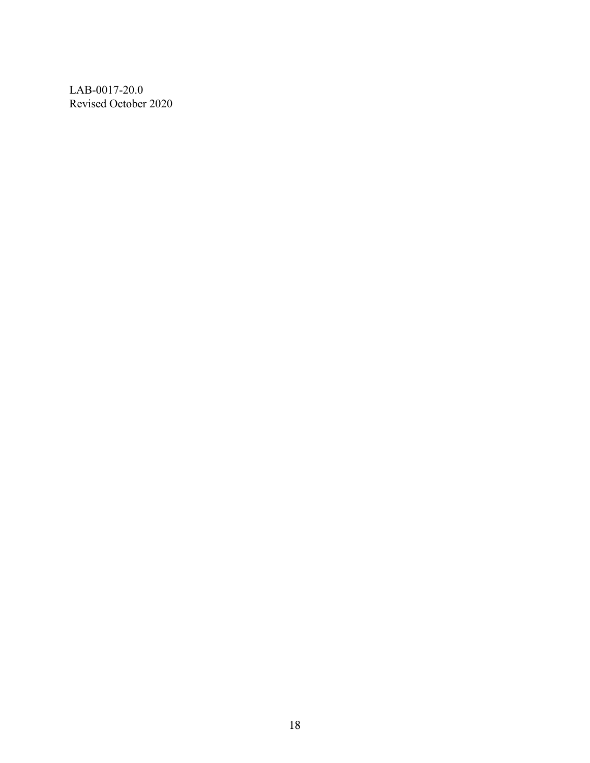LAB-0017-20.0
Revised October 2020